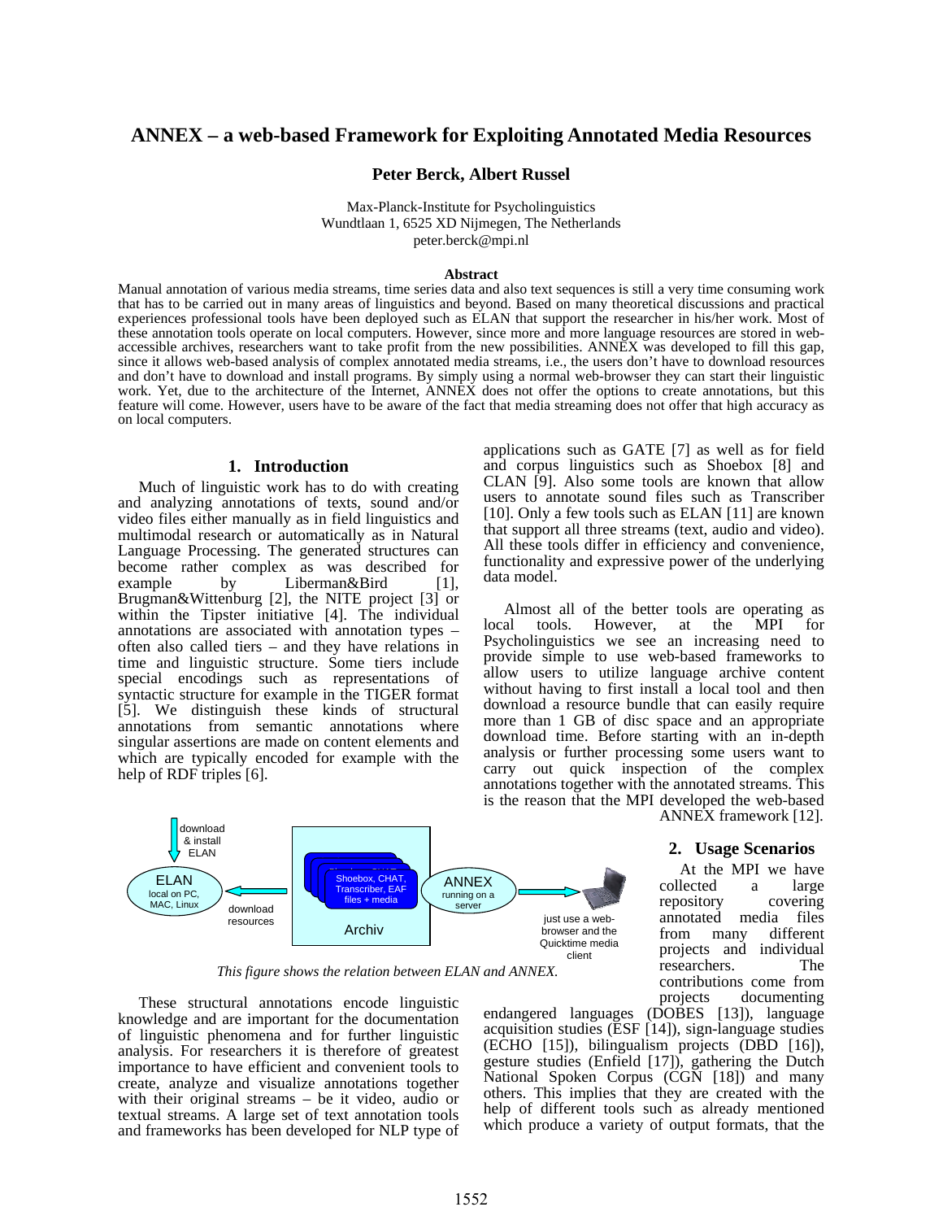# ANNEX – a web-based Framework for Exploiting Annotated Media Resources

**Peter Berck, Albert Russel**

Max-Planck-Institute for Psycholinguistics
Wundtlaan 1, 6525 XD Nijmegen, The Netherlands
peter.berck@mpi.nl

**Abstract**

Manual annotation of various media streams, time series data and also text sequences is still a very time consuming work that has to be carried out in many areas of linguistics and beyond. Based on many theoretical discussions and practical experiences professional tools have been deployed such as ELAN that support the researcher in his/her work. Most of these annotation tools operate on local computers. However, since more and more language resources are stored in web-accessible archives, researchers want to take profit from the new possibilities. ANNEX was developed to fill this gap, since it allows web-based analysis of complex annotated media streams, i.e., the users don't have to download resources and don't have to download and install programs. By simply using a normal web-browser they can start their linguistic work. Yet, due to the architecture of the Internet, ANNEX does not offer the options to create annotations, but this feature will come. However, users have to be aware of the fact that media streaming does not offer that high accuracy as on local computers.

## 1. Introduction

Much of linguistic work has to do with creating and analyzing annotations of texts, sound and/or video files either manually as in field linguistics and multimodal research or automatically as in Natural Language Processing. The generated structures can become rather complex as was described for example by Liberman&Bird [1], Brugman&Wittenburg [2], the NITE project [3] or within the Tipster initiative [4]. The individual annotations are associated with annotation types – often also called tiers – and they have relations in time and linguistic structure. Some tiers include special encodings such as representations of syntactic structure for example in the TIGER format [5]. We distinguish these kinds of structural annotations from semantic annotations where singular assertions are made on content elements and which are typically encoded for example with the help of RDF triples [6].

download & install ELAN | ELAN local on PC, MAC, Linux | download resources | Shoebox, CHAT, Transcriber, EAF files + media | Archiv | ANNEX running on a server | just use a web-browser and the Quicktime media client

*This figure shows the relation between ELAN and ANNEX.*

These structural annotations encode linguistic knowledge and are important for the documentation of linguistic phenomena and for further linguistic analysis. For researchers it is therefore of greatest importance to have efficient and convenient tools to create, analyze and visualize annotations together with their original streams – be it video, audio or textual streams. A large set of text annotation tools and frameworks has been developed for NLP type of applications such as GATE [7] as well as for field and corpus linguistics such as Shoebox [8] and CLAN [9]. Also some tools are known that allow users to annotate sound files such as Transcriber [10]. Only a few tools such as ELAN [11] are known that support all three streams (text, audio and video). All these tools differ in efficiency and convenience, functionality and expressive power of the underlying data model.

Almost all of the better tools are operating as local tools. However, at the MPI for Psycholinguistics we see an increasing need to provide simple to use web-based frameworks to allow users to utilize language archive content without having to first install a local tool and then download a resource bundle that can easily require more than 1 GB of disc space and an appropriate download time. Before starting with an in-depth analysis or further processing some users want to carry out quick inspection of the complex annotations together with the annotated streams. This is the reason that the MPI developed the web-based ANNEX framework [12].

## 2. Usage Scenarios

At the MPI we have collected a large repository covering annotated media files from many different projects and individual researchers. The contributions come from projects documenting endangered languages (DOBES [13]), language acquisition studies (ESF [14]), sign-language studies (ECHO [15]), bilingualism projects (DBD [16]), gesture studies (Enfield [17]), gathering the Dutch National Spoken Corpus (CGN [18]) and many others. This implies that they are created with the help of different tools such as already mentioned which produce a variety of output formats, that the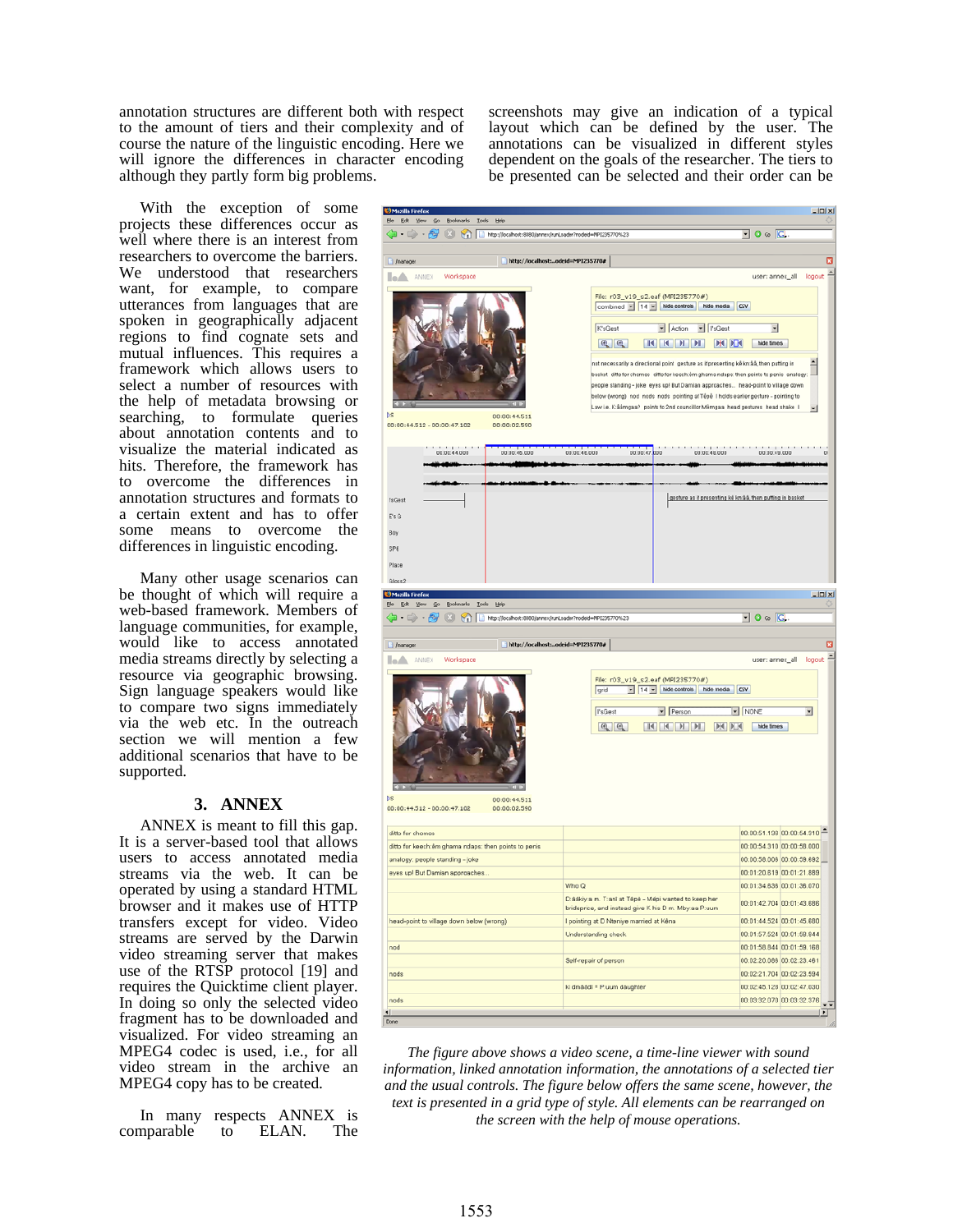annotation structures are different both with respect to the amount of tiers and their complexity and of course the nature of the linguistic encoding. Here we will ignore the differences in character encoding although they partly form big problems.

With the exception of some projects these differences occur as well where there is an interest from researchers to overcome the barriers. We understood that researchers want, for example, to compare utterances from languages that are spoken in geographically adjacent regions to find cognate sets and mutual influences. This requires a framework which allows users to select a number of resources with the help of metadata browsing or searching, to formulate queries about annotation contents and to visualize the material indicated as hits. Therefore, the framework has to overcome the differences in annotation structures and formats to a certain extent and has to offer some means to overcome the differences in linguistic encoding.

Many other usage scenarios can be thought of which will require a web-based framework. Members of language communities, for example, would like to access annotated media streams directly by selecting a resource via geographic browsing. Sign language speakers would like to compare two signs immediately via the web etc. In the outreach section we will mention a few additional scenarios that have to be supported.

## 3. ANNEX

ANNEX is meant to fill this gap. It is a server-based tool that allows users to access annotated media streams via the web. It can be operated by using a standard HTML browser and it makes use of HTTP transfers except for video. Video streams are served by the Darwin video streaming server that makes use of the RTSP protocol [19] and requires the Quicktime client player. In doing so only the selected video fragment has to be downloaded and visualized. For video streaming an MPEG4 codec is used, i.e., for all video stream in the archive an MPEG4 copy has to be created.

In many respects ANNEX is comparable to ELAN. The screenshots may give an indication of a typical layout which can be defined by the user. The annotations can be visualized in different styles dependent on the goals of the researcher. The tiers to be presented can be selected and their order can be

*The figure above shows a video scene, a time-line viewer with sound information, linked annotation information, the annotations of a selected tier and the usual controls. The figure below offers the same scene, however, the text is presented in a grid type of style. All elements can be rearranged on the screen with the help of mouse operations.*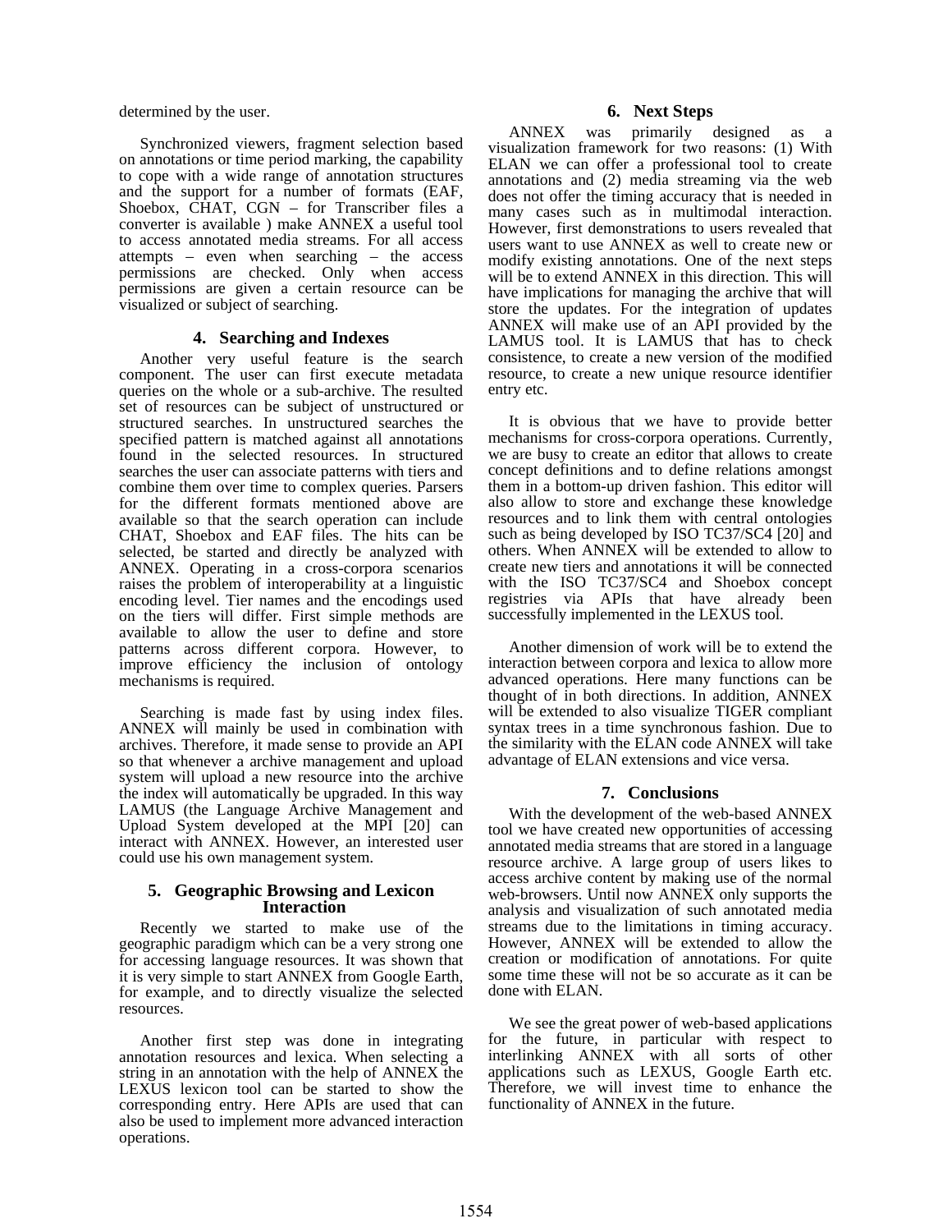determined by the user.

Synchronized viewers, fragment selection based on annotations or time period marking, the capability to cope with a wide range of annotation structures and the support for a number of formats (EAF, Shoebox, CHAT, CGN – for Transcriber files a converter is available ) make ANNEX a useful tool to access annotated media streams. For all access attempts – even when searching – the access permissions are checked. Only when access permissions are given a certain resource can be visualized or subject of searching.

## 4. Searching and Indexes

Another very useful feature is the search component. The user can first execute metadata queries on the whole or a sub-archive. The resulted set of resources can be subject of unstructured or structured searches. In unstructured searches the specified pattern is matched against all annotations found in the selected resources. In structured searches the user can associate patterns with tiers and combine them over time to complex queries. Parsers for the different formats mentioned above are available so that the search operation can include CHAT, Shoebox and EAF files. The hits can be selected, be started and directly be analyzed with ANNEX. Operating in a cross-corpora scenarios raises the problem of interoperability at a linguistic encoding level. Tier names and the encodings used on the tiers will differ. First simple methods are available to allow the user to define and store patterns across different corpora. However, to improve efficiency the inclusion of ontology mechanisms is required.

Searching is made fast by using index files. ANNEX will mainly be used in combination with archives. Therefore, it made sense to provide an API so that whenever a archive management and upload system will upload a new resource into the archive the index will automatically be upgraded. In this way LAMUS (the Language Archive Management and Upload System developed at the MPI [20] can interact with ANNEX. However, an interested user could use his own management system.

## 5. Geographic Browsing and Lexicon Interaction

Recently we started to make use of the geographic paradigm which can be a very strong one for accessing language resources. It was shown that it is very simple to start ANNEX from Google Earth, for example, and to directly visualize the selected resources.

Another first step was done in integrating annotation resources and lexica. When selecting a string in an annotation with the help of ANNEX the LEXUS lexicon tool can be started to show the corresponding entry. Here APIs are used that can also be used to implement more advanced interaction operations.

## 6. Next Steps

ANNEX was primarily designed as a visualization framework for two reasons: (1) With ELAN we can offer a professional tool to create annotations and (2) media streaming via the web does not offer the timing accuracy that is needed in many cases such as in multimodal interaction. However, first demonstrations to users revealed that users want to use ANNEX as well to create new or modify existing annotations. One of the next steps will be to extend ANNEX in this direction. This will have implications for managing the archive that will store the updates. For the integration of updates ANNEX will make use of an API provided by the LAMUS tool. It is LAMUS that has to check consistence, to create a new version of the modified resource, to create a new unique resource identifier entry etc.

It is obvious that we have to provide better mechanisms for cross-corpora operations. Currently, we are busy to create an editor that allows to create concept definitions and to define relations amongst them in a bottom-up driven fashion. This editor will also allow to store and exchange these knowledge resources and to link them with central ontologies such as being developed by ISO TC37/SC4 [20] and others. When ANNEX will be extended to allow to create new tiers and annotations it will be connected with the ISO TC37/SC4 and Shoebox concept registries via APIs that have already been successfully implemented in the LEXUS tool.

Another dimension of work will be to extend the interaction between corpora and lexica to allow more advanced operations. Here many functions can be thought of in both directions. In addition, ANNEX will be extended to also visualize TIGER compliant syntax trees in a time synchronous fashion. Due to the similarity with the ELAN code ANNEX will take advantage of ELAN extensions and vice versa.

## 7. Conclusions

With the development of the web-based ANNEX tool we have created new opportunities of accessing annotated media streams that are stored in a language resource archive. A large group of users likes to access archive content by making use of the normal web-browsers. Until now ANNEX only supports the analysis and visualization of such annotated media streams due to the limitations in timing accuracy. However, ANNEX will be extended to allow the creation or modification of annotations. For quite some time these will not be so accurate as it can be done with ELAN.

We see the great power of web-based applications for the future, in particular with respect to interlinking ANNEX with all sorts of other applications such as LEXUS, Google Earth etc. Therefore, we will invest time to enhance the functionality of ANNEX in the future.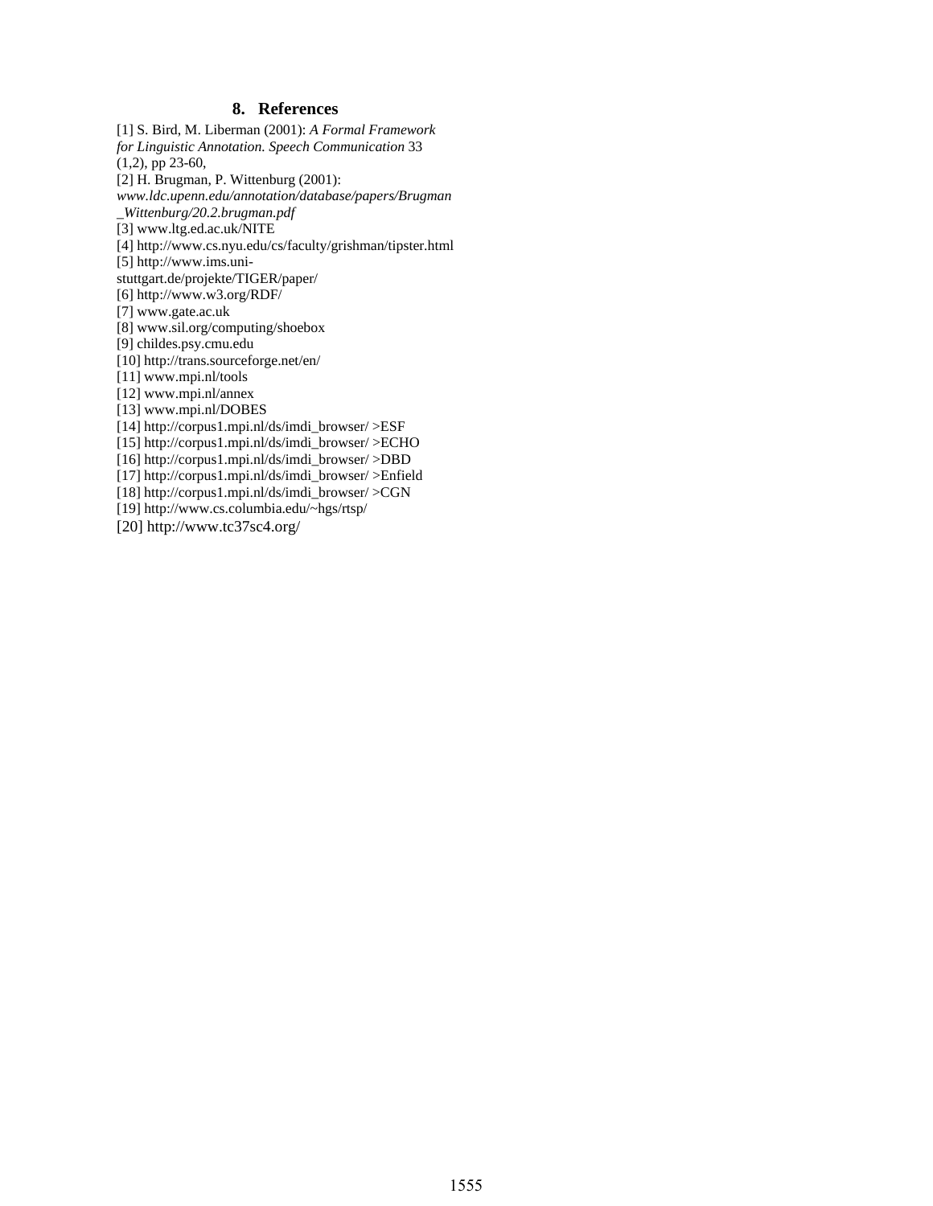## 8. References

[1] S. Bird, M. Liberman (2001): *A Formal Framework for Linguistic Annotation. Speech Communication* 33 (1,2), pp 23-60,

[2] H. Brugman, P. Wittenburg (2001): *www.ldc.upenn.edu/annotation/database/papers/Brugman_Wittenburg/20.2.brugman.pdf*

[3] www.ltg.ed.ac.uk/NITE

[4] http://www.cs.nyu.edu/cs/faculty/grishman/tipster.html

[5] http://www.ims.uni-stuttgart.de/projekte/TIGER/paper/

[6] http://www.w3.org/RDF/

[7] www.gate.ac.uk

[8] www.sil.org/computing/shoebox

[9] childes.psy.cmu.edu

[10] http://trans.sourceforge.net/en/

[11] www.mpi.nl/tools

[12] www.mpi.nl/annex

[13] www.mpi.nl/DOBES

[14] http://corpus1.mpi.nl/ds/imdi_browser/ >ESF

[15] http://corpus1.mpi.nl/ds/imdi_browser/ >ECHO

[16] http://corpus1.mpi.nl/ds/imdi_browser/ >DBD

[17] http://corpus1.mpi.nl/ds/imdi_browser/ >Enfield

[18] http://corpus1.mpi.nl/ds/imdi_browser/ >CGN

[19] http://www.cs.columbia.edu/~hgs/rtsp/

[20] http://www.tc37sc4.org/